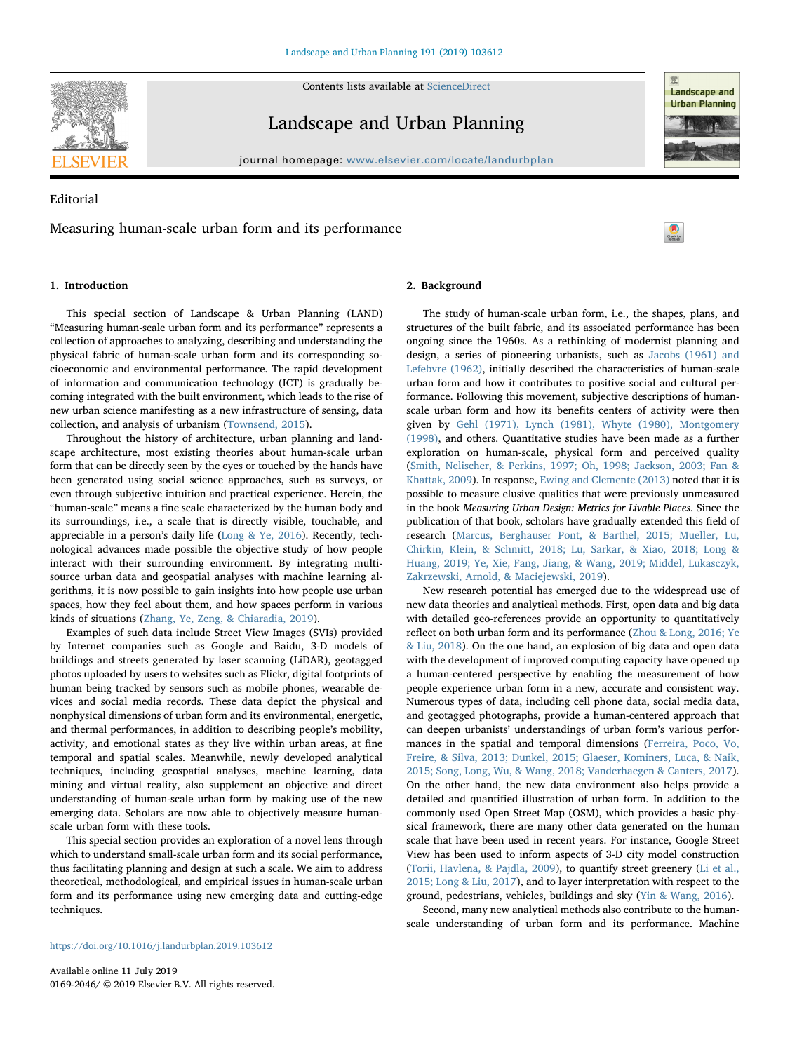Editorial

# Measuring human-scale urban form and its performance

## 1. Introduction

This special section of Landscape & Urban Planning (LAND) "Measuring human-scale urban form and its performance" represents a collection of approaches to analyzing, describing and understanding the physical fabric of human-scale urban form and its corresponding socioeconomic and environmental performance. The rapid development of information and communication technology (ICT) is gradually becoming integrated with the built environment, which leads to the rise of new urban science manifesting as a new infrastructure of sensing, data collection, and analysis of urbanism (Townsend, 2015).

Throughout the history of architecture, urban planning and landscape architecture, most existing theories about human-scale urban form that can be directly seen by the eyes or touched by the hands have been generated using social science approaches, such as surveys, or even through subjective intuition and practical experience. Herein, the "human-scale" means a fine scale characterized by the human body and its surroundings, i.e., a scale that is directly visible, touchable, and appreciable in a person's daily life (Long & Ye, 2016). Recently, technological advances made possible the objective study of how people interact with their surrounding environment. By integrating multi-source urban data and geospatial analyses with machine learning algorithms, it is now possible to gain insights into how people use urban spaces, how they feel about them, and how spaces perform in various kinds of situations (Zhang, Ye, Zeng, & Chiaradia, 2019).

Examples of such data include Street View Images (SVIs) provided by Internet companies such as Google and Baidu, 3-D models of buildings and streets generated by laser scanning (LiDAR), geotagged photos uploaded by users to websites such as Flickr, digital footprints of human being tracked by sensors such as mobile phones, wearable devices and social media records. These data depict the physical and nonphysical dimensions of urban form and its environmental, energetic, and thermal performances, in addition to describing people's mobility, activity, and emotional states as they live within urban areas, at fine temporal and spatial scales. Meanwhile, newly developed analytical techniques, including geospatial analyses, machine learning, data mining and virtual reality, also supplement an objective and direct understanding of human-scale urban form by making use of the new emerging data. Scholars are now able to objectively measure human-scale urban form with these tools.

This special section provides an exploration of a novel lens through which to understand small-scale urban form and its social performance, thus facilitating planning and design at such a scale. We aim to address theoretical, methodological, and empirical issues in human-scale urban form and its performance using new emerging data and cutting-edge techniques.

## 2. Background

The study of human-scale urban form, i.e., the shapes, plans, and structures of the built fabric, and its associated performance has been ongoing since the 1960s. As a rethinking of modernist planning and design, a series of pioneering urbanists, such as Jacobs (1961) and Lefebvre (1962), initially described the characteristics of human-scale urban form and how it contributes to positive social and cultural performance. Following this movement, subjective descriptions of human-scale urban form and how its benefits centers of activity were then given by Gehl (1971), Lynch (1981), Whyte (1980), Montgomery (1998), and others. Quantitative studies have been made as a further exploration on human-scale, physical form and perceived quality (Smith, Nelischer, & Perkins, 1997; Oh, 1998; Jackson, 2003; Fan & Khattak, 2009). In response, Ewing and Clemente (2013) noted that it is possible to measure elusive qualities that were previously unmeasured in the book *Measuring Urban Design: Metrics for Livable Places*. Since the publication of that book, scholars have gradually extended this field of research (Marcus, Berghauser Pont, & Barthel, 2015; Mueller, Lu, Chirkin, Klein, & Schmitt, 2018; Lu, Sarkar, & Xiao, 2018; Long & Huang, 2019; Ye, Xie, Fang, Jiang, & Wang, 2019; Middel, Lukasczyk, Zakrzewski, Arnold, & Maciejewski, 2019).

New research potential has emerged due to the widespread use of new data theories and analytical methods. First, open data and big data with detailed geo-references provide an opportunity to quantitatively reflect on both urban form and its performance (Zhou & Long, 2016; Ye & Liu, 2018). On the one hand, an explosion of big data and open data with the development of improved computing capacity have opened up a human-centered perspective by enabling the measurement of how people experience urban form in a new, accurate and consistent way. Numerous types of data, including cell phone data, social media data, and geotagged photographs, provide a human-centered approach that can deepen urbanists' understandings of urban form's various performances in the spatial and temporal dimensions (Ferreira, Poco, Vo, Freire, & Silva, 2013; Dunkel, 2015; Glaeser, Kominers, Luca, & Naik, 2015; Song, Long, Wu, & Wang, 2018; Vanderhaegen & Canters, 2017). On the other hand, the new data environment also helps provide a detailed and quantified illustration of urban form. In addition to the commonly used Open Street Map (OSM), which provides a basic physical framework, there are many other data generated on the human scale that have been used in recent years. For instance, Google Street View has been used to inform aspects of 3-D city model construction (Torii, Havlena, & Pajdla, 2009), to quantify street greenery (Li et al., 2015; Long & Liu, 2017), and to layer interpretation with respect to the ground, pedestrians, vehicles, buildings and sky (Yin & Wang, 2016).

Second, many new analytical methods also contribute to the human-scale understanding of urban form and its performance. Machine

https://doi.org/10.1016/j.landurbplan.2019.103612

Available online 11 July 2019
0169-2046/ © 2019 Elsevier B.V. All rights reserved.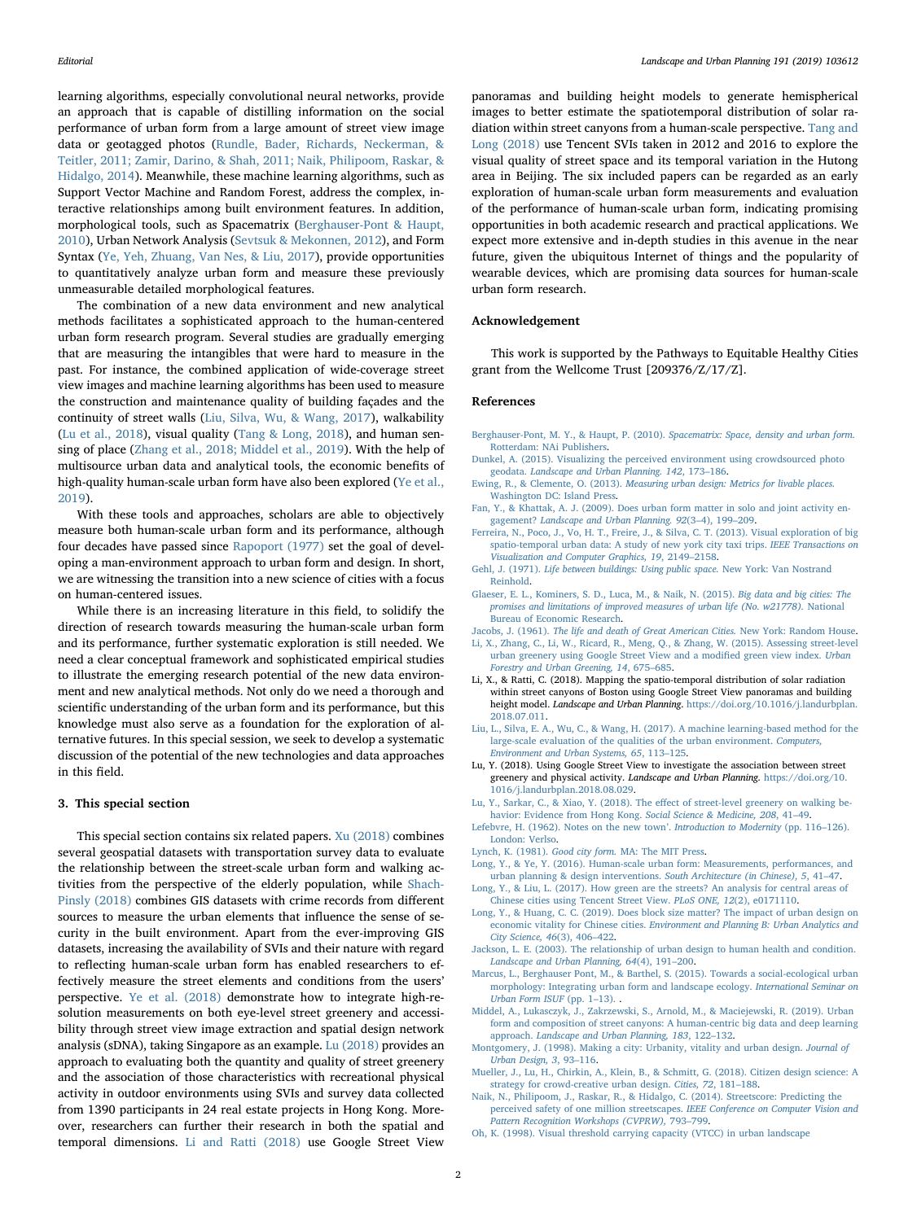learning algorithms, especially convolutional neural networks, provide an approach that is capable of distilling information on the social performance of urban form from a large amount of street view image data or geotagged photos (Rundle, Bader, Richards, Neckerman, & Teitler, 2011; Zamir, Darino, & Shah, 2011; Naik, Philipoom, Raskar, & Hidalgo, 2014). Meanwhile, these machine learning algorithms, such as Support Vector Machine and Random Forest, address the complex, interactive relationships among built environment features. In addition, morphological tools, such as Spacematrix (Berghauser-Pont & Haupt, 2010), Urban Network Analysis (Sevtsuk & Mekonnen, 2012), and Form Syntax (Ye, Yeh, Zhuang, Van Nes, & Liu, 2017), provide opportunities to quantitatively analyze urban form and measure these previously unmeasurable detailed morphological features.

The combination of a new data environment and new analytical methods facilitates a sophisticated approach to the human-centered urban form research program. Several studies are gradually emerging that are measuring the intangibles that were hard to measure in the past. For instance, the combined application of wide-coverage street view images and machine learning algorithms has been used to measure the construction and maintenance quality of building façades and the continuity of street walls (Liu, Silva, Wu, & Wang, 2017), walkability (Lu et al., 2018), visual quality (Tang & Long, 2018), and human sensing of place (Zhang et al., 2018; Middel et al., 2019). With the help of multisource urban data and analytical tools, the economic benefits of high-quality human-scale urban form have also been explored (Ye et al., 2019).

With these tools and approaches, scholars are able to objectively measure both human-scale urban form and its performance, although four decades have passed since Rapoport (1977) set the goal of developing a man-environment approach to urban form and design. In short, we are witnessing the transition into a new science of cities with a focus on human-centered issues.

While there is an increasing literature in this field, to solidify the direction of research towards measuring the human-scale urban form and its performance, further systematic exploration is still needed. We need a clear conceptual framework and sophisticated empirical studies to illustrate the emerging research potential of the new data environment and new analytical methods. Not only do we need a thorough and scientific understanding of the urban form and its performance, but this knowledge must also serve as a foundation for the exploration of alternative futures. In this special session, we seek to develop a systematic discussion of the potential of the new technologies and data approaches in this field.

## 3. This special section

This special section contains six related papers. Xu (2018) combines several geospatial datasets with transportation survey data to evaluate the relationship between the street-scale urban form and walking activities from the perspective of the elderly population, while Shach-Pinsly (2018) combines GIS datasets with crime records from different sources to measure the urban elements that influence the sense of security in the built environment. Apart from the ever-improving GIS datasets, increasing the availability of SVIs and their nature with regard to reflecting human-scale urban form has enabled researchers to effectively measure the street elements and conditions from the users' perspective. Ye et al. (2018) demonstrate how to integrate high-resolution measurements on both eye-level street greenery and accessibility through street view image extraction and spatial design network analysis (sDNA), taking Singapore as an example. Lu (2018) provides an approach to evaluating both the quantity and quality of street greenery and the association of those characteristics with recreational physical activity in outdoor environments using SVIs and survey data collected from 1390 participants in 24 real estate projects in Hong Kong. Moreover, researchers can further their research in both the spatial and temporal dimensions. Li and Ratti (2018) use Google Street View panoramas and building height models to generate hemispherical images to better estimate the spatiotemporal distribution of solar radiation within street canyons from a human-scale perspective. Tang and Long (2018) use Tencent SVIs taken in 2012 and 2016 to explore the visual quality of street space and its temporal variation in the Hutong area in Beijing. The six included papers can be regarded as an early exploration of human-scale urban form measurements and evaluation of the performance of human-scale urban form, indicating promising opportunities in both academic research and practical applications. We expect more extensive and in-depth studies in this avenue in the near future, given the ubiquitous Internet of things and the popularity of wearable devices, which are promising data sources for human-scale urban form research.

## Acknowledgement

This work is supported by the Pathways to Equitable Healthy Cities grant from the Wellcome Trust [209376/Z/17/Z].

## References

Berghauser-Pont, M. Y., & Haupt, P. (2010). *Spacematrix: Space, density and urban form.* Rotterdam: NAi Publishers.

Dunkel, A. (2015). Visualizing the perceived environment using crowdsourced photo geodata. *Landscape and Urban Planning. 142*, 173–186.

Ewing, R., & Clemente, O. (2013). *Measuring urban design: Metrics for livable places.* Washington DC: Island Press.

Fan, Y., & Khattak, A. J. (2009). Does urban form matter in solo and joint activity engagement? *Landscape and Urban Planning. 92*(3–4), 199–209.

Ferreira, N., Poco, J., Vo, H. T., Freire, J., & Silva, C. T. (2013). Visual exploration of big spatio-temporal urban data: A study of new york city taxi trips. *IEEE Transactions on Visualization and Computer Graphics, 19*, 2149–2158.

Gehl, J. (1971). *Life between buildings: Using public space.* New York: Van Nostrand Reinhold.

Glaeser, E. L., Kominers, S. D., Luca, M., & Naik, N. (2015). *Big data and big cities: The promises and limitations of improved measures of urban life (No. w21778).* National Bureau of Economic Research.

Jacobs, J. (1961). *The life and death of Great American Cities.* New York: Random House.

Li, X., Zhang, C., Li, W., Ricard, R., Meng, Q., & Zhang, W. (2015). Assessing street-level urban greenery using Google Street View and a modified green view index. *Urban Forestry and Urban Greening, 14*, 675–685.

Li, X., & Ratti, C. (2018). Mapping the spatio-temporal distribution of solar radiation within street canyons of Boston using Google Street View panoramas and building height model. *Landscape and Urban Planning.* https://doi.org/10.1016/j.landurbplan.2018.07.011.

Liu, L., Silva, E. A., Wu, C., & Wang, H. (2017). A machine learning-based method for the large-scale evaluation of the qualities of the urban environment. *Computers, Environment and Urban Systems, 65*, 113–125.

Lu, Y. (2018). Using Google Street View to investigate the association between street greenery and physical activity. *Landscape and Urban Planning.* https://doi.org/10.1016/j.landurbplan.2018.08.029.

Lu, Y., Sarkar, C., & Xiao, Y. (2018). The effect of street-level greenery on walking behavior: Evidence from Hong Kong. *Social Science & Medicine, 208*, 41–49.

Lefebvre, H. (1962). Notes on the new town'. *Introduction to Modernity* (pp. 116–126). London: Verlso.

Lynch, K. (1981). *Good city form.* MA: The MIT Press.

Long, Y., & Ye, Y. (2016). Human-scale urban form: Measurements, performances, and urban planning & design interventions. *South Architecture (in Chinese), 5*, 41–47.

Long, Y., & Liu, L. (2017). How green are the streets? An analysis for central areas of Chinese cities using Tencent Street View. *PLoS ONE, 12*(2), e0171110.

Long, Y., & Huang, C. C. (2019). Does block size matter? The impact of urban design on economic vitality for Chinese cities. *Environment and Planning B: Urban Analytics and City Science, 46*(3), 406–422.

Jackson, L. E. (2003). The relationship of urban design to human health and condition. *Landscape and Urban Planning, 64*(4), 191–200.

Marcus, L., Berghauser Pont, M., & Barthel, S. (2015). Towards a social-ecological urban morphology: Integrating urban form and landscape ecology. *International Seminar on Urban Form ISUF* (pp. 1–13). .

Middel, A., Lukasczyk, J., Zakrzewski, S., Arnold, M., & Maciejewski, R. (2019). Urban form and composition of street canyons: A human-centric big data and deep learning approach. *Landscape and Urban Planning, 183*, 122–132.

Montgomery, J. (1998). Making a city: Urbanity, vitality and urban design. *Journal of Urban Design, 3*, 93–116.

Mueller, J., Lu, H., Chirkin, A., Klein, B., & Schmitt, G. (2018). Citizen design science: A strategy for crowd-creative urban design. *Cities, 72*, 181–188.

Naik, N., Philipoom, J., Raskar, R., & Hidalgo, C. (2014). Streetscore: Predicting the perceived safety of one million streetscapes. *IEEE Conference on Computer Vision and Pattern Recognition Workshops (CVPRW)*, 793–799.

Oh, K. (1998). Visual threshold carrying capacity (VTCC) in urban landscape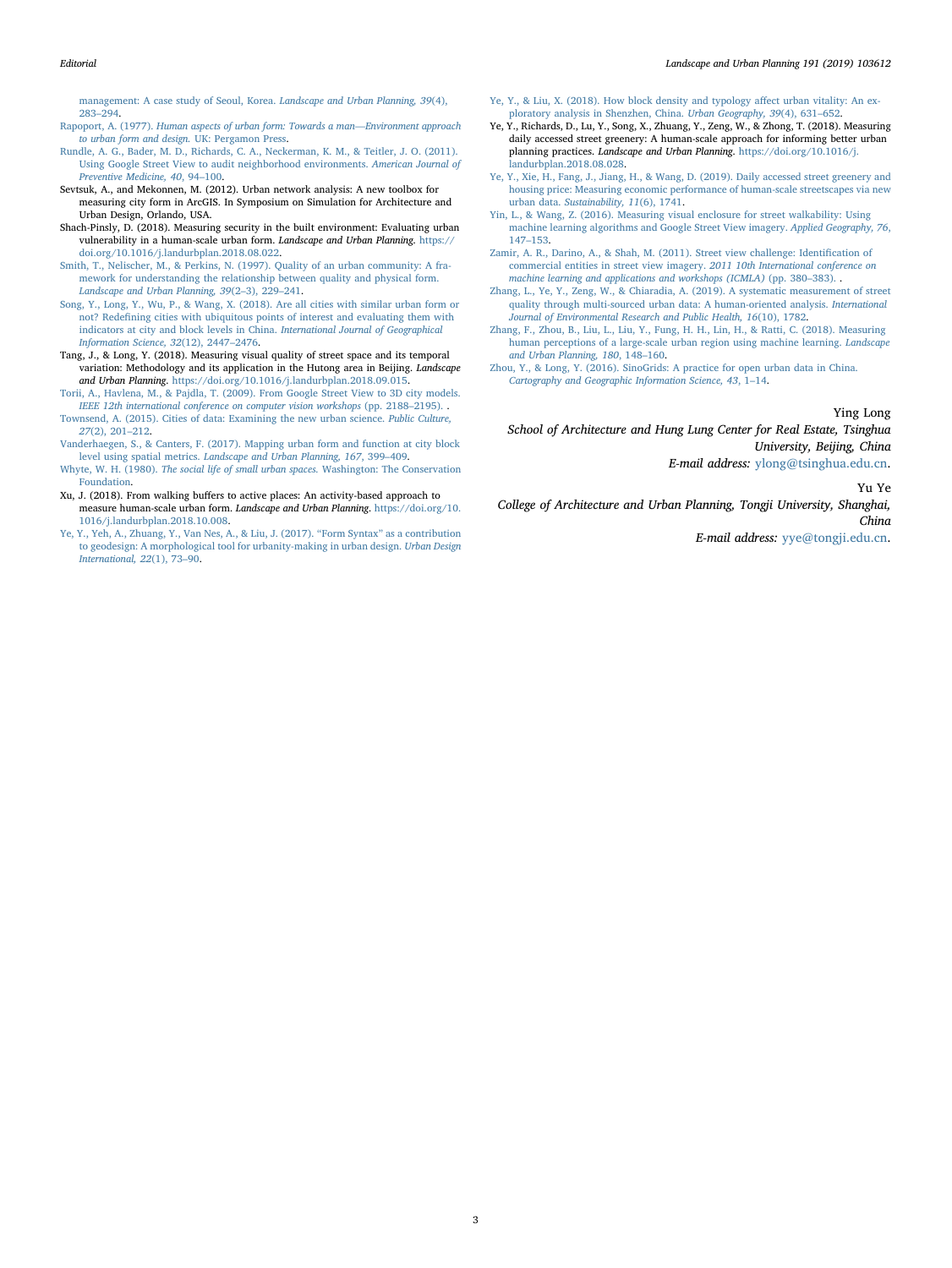management: A case study of Seoul, Korea. *Landscape and Urban Planning, 39*(4), 283–294.

Rapoport, A. (1977). *Human aspects of urban form: Towards a man—Environment approach to urban form and design.* UK: Pergamon Press.

Rundle, A. G., Bader, M. D., Richards, C. A., Neckerman, K. M., & Teitler, J. O. (2011). Using Google Street View to audit neighborhood environments. *American Journal of Preventive Medicine, 40*, 94–100.

Sevtsuk, A., and Mekonnen, M. (2012). Urban network analysis: A new toolbox for measuring city form in ArcGIS. In Symposium on Simulation for Architecture and Urban Design, Orlando, USA.

Shach-Pinsly, D. (2018). Measuring security in the built environment: Evaluating urban vulnerability in a human-scale urban form. *Landscape and Urban Planning.* https://doi.org/10.1016/j.landurbplan.2018.08.022.

Smith, T., Nelischer, M., & Perkins, N. (1997). Quality of an urban community: A framework for understanding the relationship between quality and physical form. *Landscape and Urban Planning, 39*(2–3), 229–241.

Song, Y., Long, Y., Wu, P., & Wang, X. (2018). Are all cities with similar urban form or not? Redefining cities with ubiquitous points of interest and evaluating them with indicators at city and block levels in China. *International Journal of Geographical Information Science, 32*(12), 2447–2476.

Tang, J., & Long, Y. (2018). Measuring visual quality of street space and its temporal variation: Methodology and its application in the Hutong area in Beijing. *Landscape and Urban Planning.* https://doi.org/10.1016/j.landurbplan.2018.09.015.

Torii, A., Havlena, M., & Pajdla, T. (2009). From Google Street View to 3D city models. *IEEE 12th international conference on computer vision workshops* (pp. 2188–2195). .

Townsend, A. (2015). Cities of data: Examining the new urban science. *Public Culture, 27*(2), 201–212.

Vanderhaegen, S., & Canters, F. (2017). Mapping urban form and function at city block level using spatial metrics. *Landscape and Urban Planning, 167*, 399–409.

Whyte, W. H. (1980). *The social life of small urban spaces.* Washington: The Conservation Foundation.

Xu, J. (2018). From walking buffers to active places: An activity-based approach to measure human-scale urban form. *Landscape and Urban Planning.* https://doi.org/10.1016/j.landurbplan.2018.10.008.

Ye, Y., Yeh, A., Zhuang, Y., Van Nes, A., & Liu, J. (2017). "Form Syntax" as a contribution to geodesign: A morphological tool for urbanity-making in urban design. *Urban Design International, 22*(1), 73–90.

Ye, Y., & Liu, X. (2018). How block density and typology affect urban vitality: An exploratory analysis in Shenzhen, China. *Urban Geography, 39*(4), 631–652.

Ye, Y., Richards, D., Lu, Y., Song, X., Zhuang, Y., Zeng, W., & Zhong, T. (2018). Measuring daily accessed street greenery: A human-scale approach for informing better urban planning practices. *Landscape and Urban Planning.* https://doi.org/10.1016/j.landurbplan.2018.08.028.

Ye, Y., Xie, H., Fang, J., Jiang, H., & Wang, D. (2019). Daily accessed street greenery and housing price: Measuring economic performance of human-scale streetscapes via new urban data. *Sustainability, 11*(6), 1741.

Yin, L., & Wang, Z. (2016). Measuring visual enclosure for street walkability: Using machine learning algorithms and Google Street View imagery. *Applied Geography, 76*, 147–153.

Zamir, A. R., Darino, A., & Shah, M. (2011). Street view challenge: Identification of commercial entities in street view imagery. *2011 10th International conference on machine learning and applications and workshops (ICMLA)* (pp. 380–383). .

Zhang, L., Ye, Y., Zeng, W., & Chiaradia, A. (2019). A systematic measurement of street quality through multi-sourced urban data: A human-oriented analysis. *International Journal of Environmental Research and Public Health, 16*(10), 1782.

Zhang, F., Zhou, B., Liu, L., Liu, Y., Fung, H. H., Lin, H., & Ratti, C. (2018). Measuring human perceptions of a large-scale urban region using machine learning. *Landscape and Urban Planning, 180*, 148–160.

Zhou, Y., & Long, Y. (2016). SinoGrids: A practice for open urban data in China. *Cartography and Geographic Information Science, 43*, 1–14.

Ying Long
*School of Architecture and Hung Lung Center for Real Estate, Tsinghua University, Beijing, China*
*E-mail address:* ylong@tsinghua.edu.cn.

Yu Ye
*College of Architecture and Urban Planning, Tongji University, Shanghai, China*
*E-mail address:* yye@tongji.edu.cn.